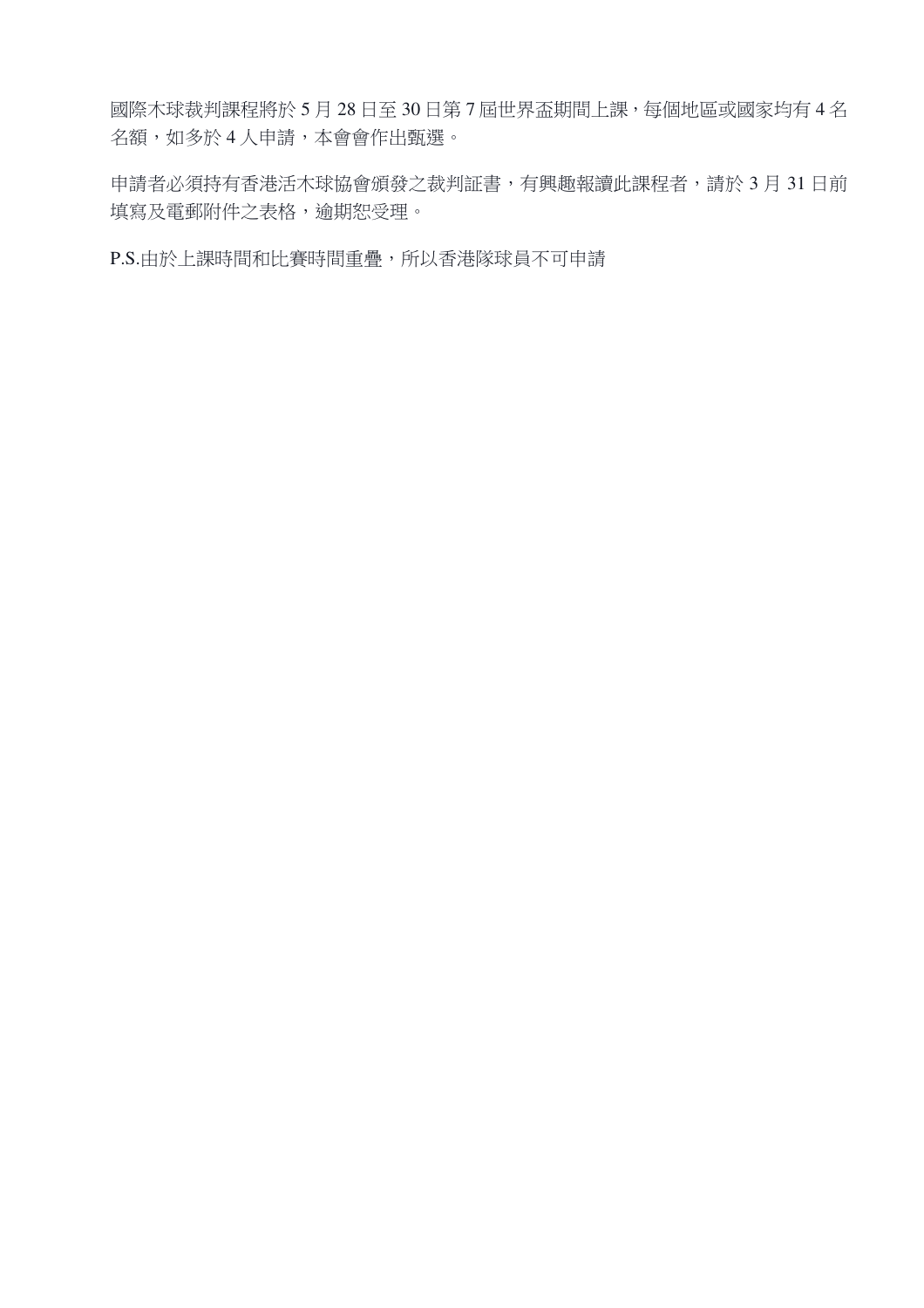國際木球裁判課程將於 5 月 28 日至 30 日第 7 屆世界盃期間上課，每個地區或國家均有 4 名名額，如多於 4 人申請，本會會作出甄選。

申請者必須持有香港活木球協會頒發之裁判証書，有興趣報讀此課程者，請於 3 月 31 日前填寫及電郵附件之表格，逾期恕受理。

P.S.由於上課時間和比賽時間重疊，所以香港隊球員不可申請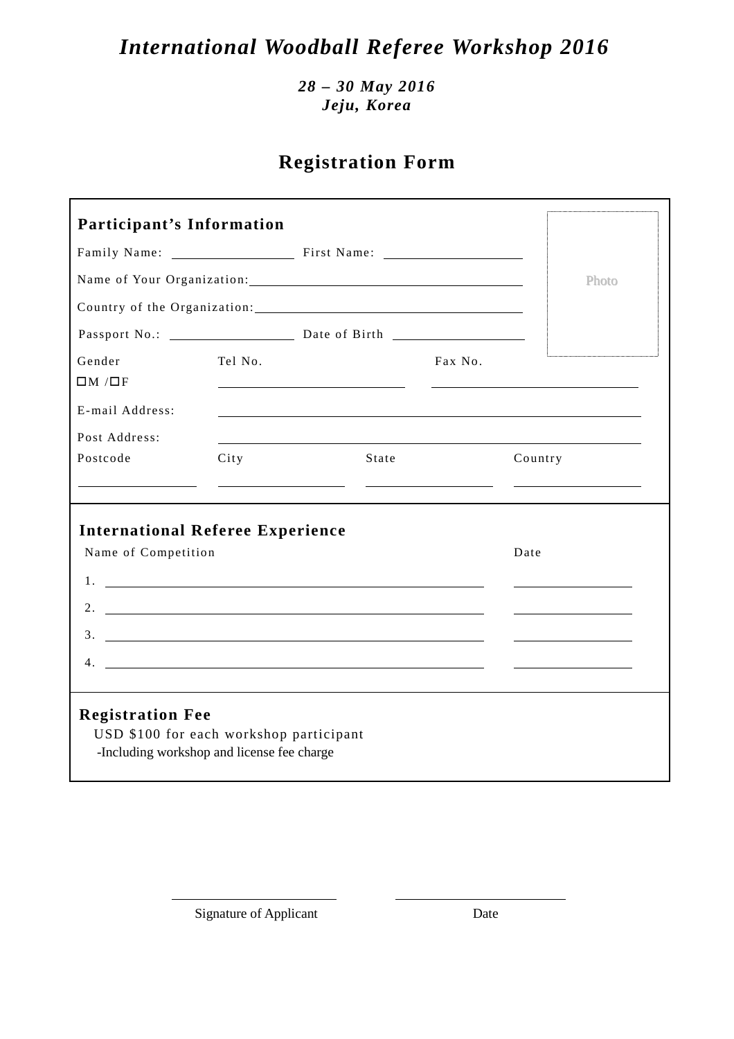# *International Woodball Referee Workshop 2016*

***28 – 30 May 2016***
***Jeju, Korea***

## Registration Form

### Participant's Information

Photo

Family Name: ____________ First Name: ____________

Name of Your Organization: ____________

Country of the Organization: ____________

Passport No.: ____________ Date of Birth ____________

Gender ☐M /☐F    Tel No. ____________    Fax No. ____________

E-mail Address: ____________

Post Address: ____________

| Postcode | City | State | Country |
|---|---|---|---|
| | | | |

### International Referee Experience

| Name of Competition | Date |
|---|---|
| 1. | |
| 2. | |
| 3. | |
| 4. | |

### Registration Fee

USD $100 for each workshop participant
-Including workshop and license fee charge

____________ ____________
Signature of Applicant    Date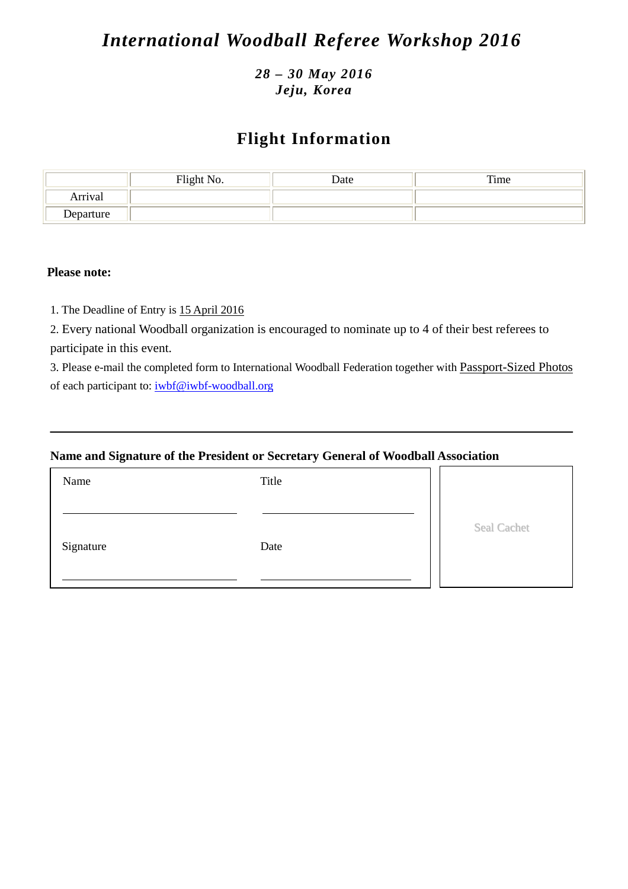# *International Woodball Referee Workshop 2016*

***28 – 30 May 2016***
***Jeju, Korea***

## Flight Information

| | Flight No. | Date | Time |
|---|---|---|---|
| Arrival | | | |
| Departure | | | |

**Please note:**

1. The Deadline of Entry is 15 April 2016
2. Every national Woodball organization is encouraged to nominate up to 4 of their best referees to participate in this event.
3. Please e-mail the completed form to International Woodball Federation together with Passport-Sized Photos of each participant to: iwbf@iwbf-woodball.org

---

**Name and Signature of the President or Secretary General of Woodball Association**

| Name | Title | Seal Cachet |
|---|---|---|
| ____________________ | ____________________ | |
| Signature | Date | |
| ____________________ | ____________________ | |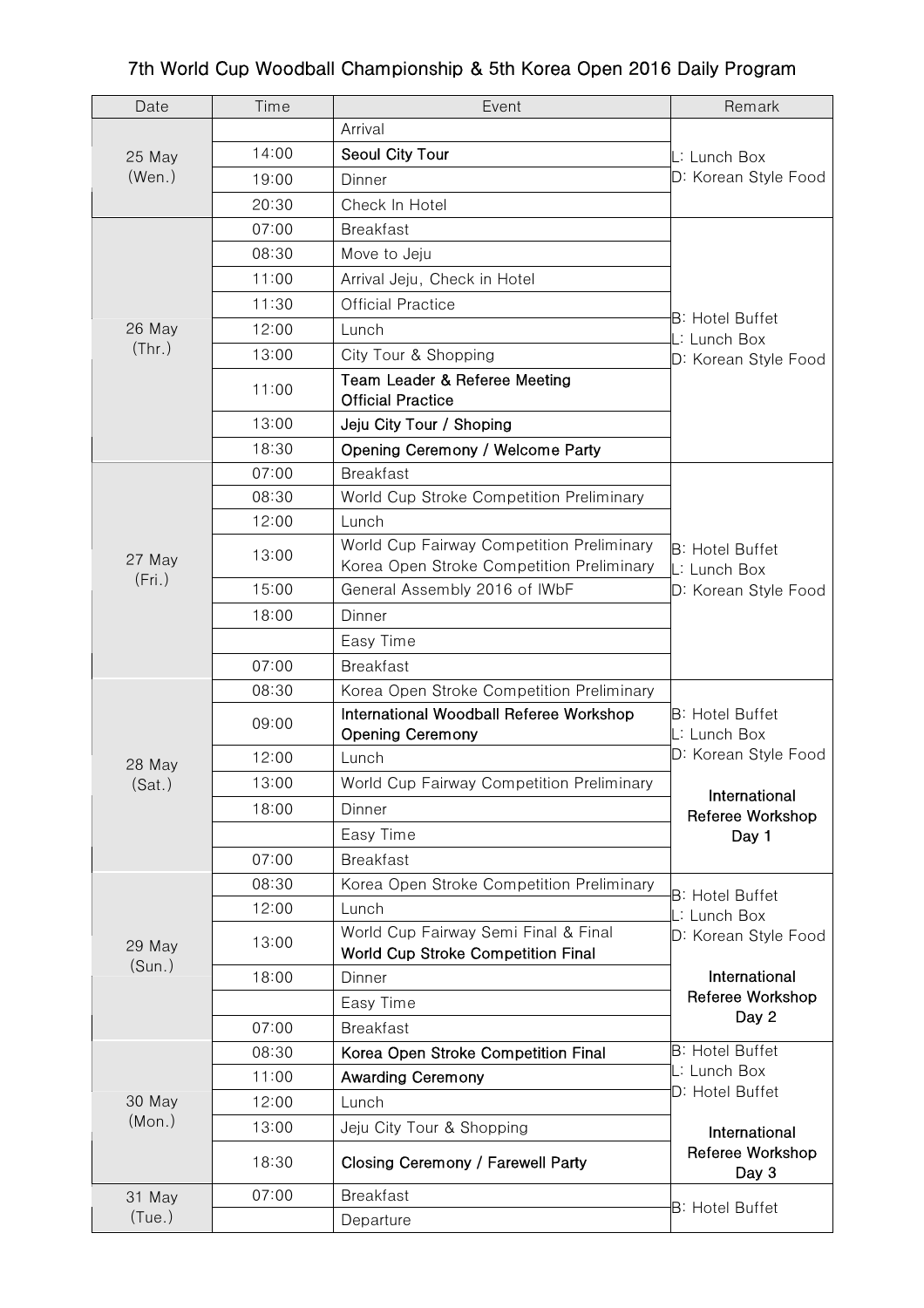# 7th World Cup Woodball Championship & 5th Korea Open 2016 Daily Program

| Date | Time | Event | Remark |
|---|---|---|---|
| 25 May (Wen.) | | Arrival | L: Lunch Box<br>D: Korean Style Food |
| | 14:00 | **Seoul City Tour** | |
| | 19:00 | Dinner | |
| | 20:30 | Check In Hotel | |
| 26 May (Thr.) | 07:00 | Breakfast | B: Hotel Buffet<br>L: Lunch Box<br>D: Korean Style Food |
| | 08:30 | Move to Jeju | |
| | 11:00 | Arrival Jeju, Check in Hotel | |
| | 11:30 | Official Practice | |
| | 12:00 | Lunch | |
| | 13:00 | City Tour & Shopping | |
| | 11:00 | **Team Leader & Referee Meeting**<br>**Official Practice** | |
| | 13:00 | **Jeju City Tour / Shoping** | |
| | 18:30 | **Opening Ceremony / Welcome Party** | |
| 27 May (Fri.) | 07:00 | Breakfast | B: Hotel Buffet<br>L: Lunch Box<br>D: Korean Style Food |
| | 08:30 | World Cup Stroke Competition Preliminary | |
| | 12:00 | Lunch | |
| | 13:00 | World Cup Fairway Competition Preliminary<br>Korea Open Stroke Competition Preliminary | |
| | 15:00 | General Assembly 2016 of IWbF | |
| | 18:00 | Dinner | |
| | | Easy Time | |
| | 07:00 | Breakfast | |
| 28 May (Sat.) | 08:30 | Korea Open Stroke Competition Preliminary | B: Hotel Buffet<br>L: Lunch Box<br>D: Korean Style Food<br>**International Referee Workshop Day 1** |
| | 09:00 | **International Woodball Referee Workshop**<br>**Opening Ceremony** | |
| | 12:00 | Lunch | |
| | 13:00 | World Cup Fairway Competition Preliminary | |
| | 18:00 | Dinner | |
| | | Easy Time | |
| | 07:00 | Breakfast | |
| 29 May (Sun.) | 08:30 | Korea Open Stroke Competition Preliminary | B: Hotel Buffet<br>L: Lunch Box<br>D: Korean Style Food<br>**International Referee Workshop Day 2** |
| | 12:00 | Lunch | |
| | 13:00 | World Cup Fairway Semi Final & Final<br>**World Cup Stroke Competition Final** | |
| | 18:00 | Dinner | |
| | | Easy Time | |
| | 07:00 | Breakfast | |
| 30 May (Mon.) | 08:30 | **Korea Open Stroke Competition Final** | B: Hotel Buffet<br>L: Lunch Box<br>D: Hotel Buffet<br>**International Referee Workshop Day 3** |
| | 11:00 | **Awarding Ceremony** | |
| | 12:00 | Lunch | |
| | 13:00 | Jeju City Tour & Shopping | |
| | 18:30 | **Closing Ceremony / Farewell Party** | |
| 31 May (Tue.) | 07:00 | Breakfast | B: Hotel Buffet |
| | | Departure | |